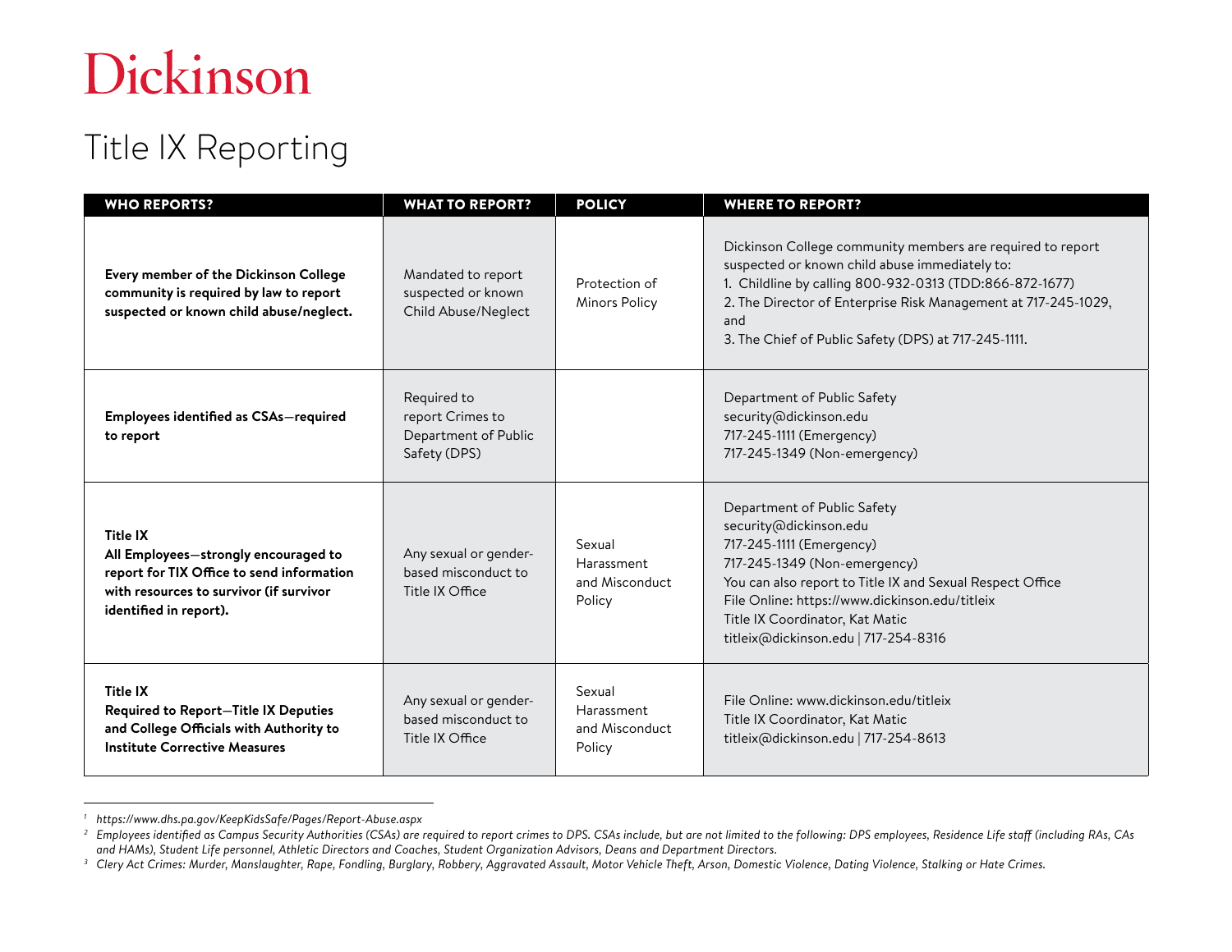# Dickinson

## Title IX Reporting

| WHO REPORTS? | WHAT TO REPORT? | POLICY | WHERE TO REPORT? |
|---|---|---|---|
| **Every member of the Dickinson College community is required by law to report suspected or known child abuse/neglect.** | Mandated to report suspected or known Child Abuse/Neglect | Protection of Minors Policy | Dickinson College community members are required to report suspected or known child abuse immediately to:<br>1. Childline by calling 800-932-0313 (TDD:866-872-1677)<br>2. The Director of Enterprise Risk Management at 717-245-1029, and<br>3. The Chief of Public Safety (DPS) at 717-245-1111. |
| **Employees identified as CSAs—required to report** | Required to report Crimes to Department of Public Safety (DPS) | | Department of Public Safety<br>security@dickinson.edu<br>717-245-1111 (Emergency)<br>717-245-1349 (Non-emergency) |
| **Title IX**<br>**All Employees—strongly encouraged to report for TIX Office to send information with resources to survivor (if survivor identified in report).** | Any sexual or gender-based misconduct to Title IX Office | Sexual Harassment and Misconduct Policy | Department of Public Safety<br>security@dickinson.edu<br>717-245-1111 (Emergency)<br>717-245-1349 (Non-emergency)<br>You can also report to Title IX and Sexual Respect Office<br>File Online: https://www.dickinson.edu/titleix<br>Title IX Coordinator, Kat Matic<br>titleix@dickinson.edu \| 717-254-8316 |
| **Title IX**<br>**Required to Report—Title IX Deputies and College Officials with Authority to Institute Corrective Measures** | Any sexual or gender-based misconduct to Title IX Office | Sexual Harassment and Misconduct Policy | File Online: www.dickinson.edu/titleix<br>Title IX Coordinator, Kat Matic<br>titleix@dickinson.edu \| 717-254-8613 |

---

[1] *https://www.dhs.pa.gov/KeepKidsSafe/Pages/Report-Abuse.aspx*

[2] *Employees identified as Campus Security Authorities (CSAs) are required to report crimes to DPS. CSAs include, but are not limited to the following: DPS employees, Residence Life staff (including RAs, CAs and HAMs), Student Life personnel, Athletic Directors and Coaches, Student Organization Advisors, Deans and Department Directors.*

[3] *Clery Act Crimes: Murder, Manslaughter, Rape, Fondling, Burglary, Robbery, Aggravated Assault, Motor Vehicle Theft, Arson, Domestic Violence, Dating Violence, Stalking or Hate Crimes.*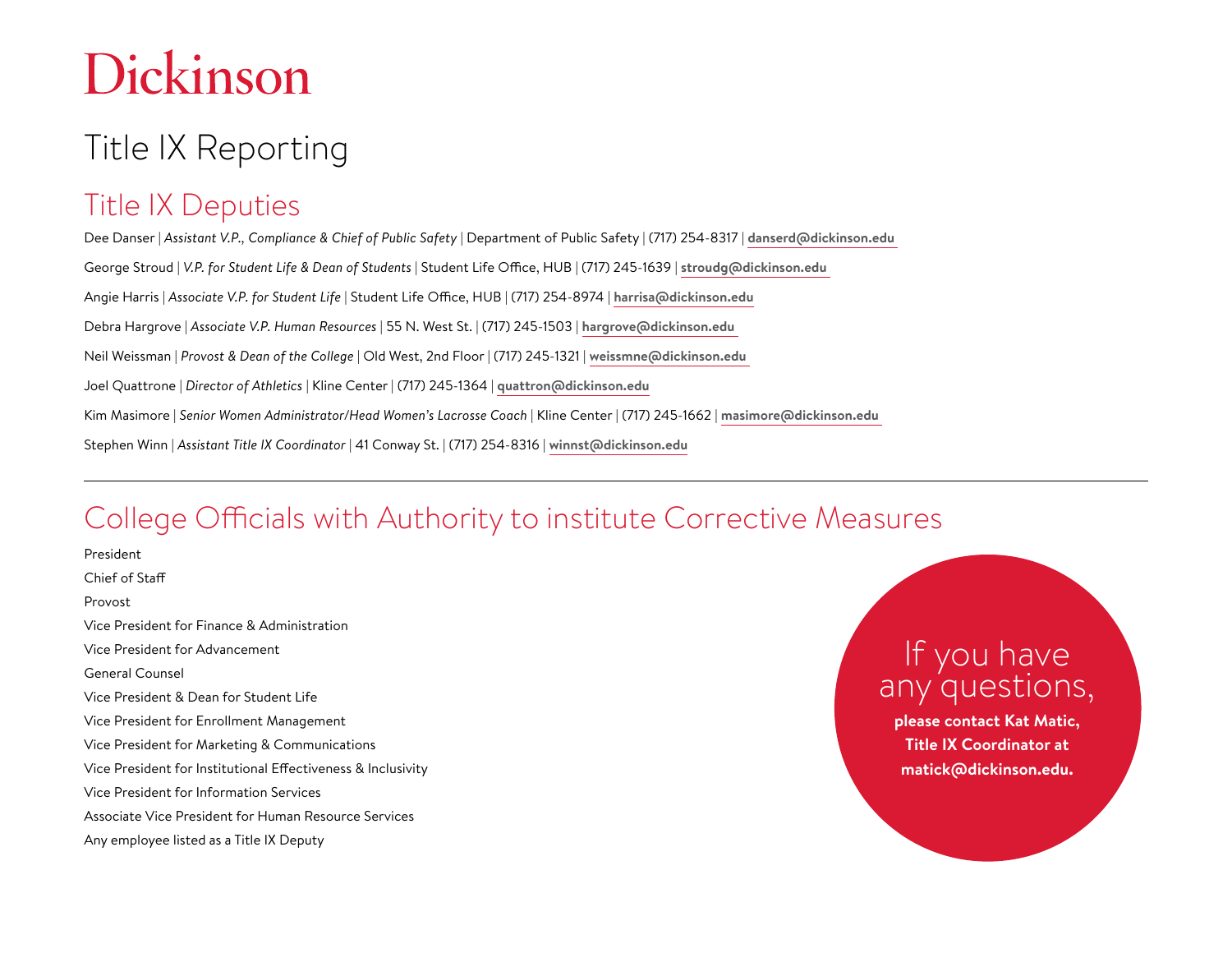# Dickinson

## Title IX Reporting

### Title IX Deputies

Dee Danser | *Assistant V.P., Compliance & Chief of Public Safety* | Department of Public Safety | (717) 254-8317 | **danserd@dickinson.edu**

George Stroud | *V.P. for Student Life & Dean of Students* | Student Life Office, HUB | (717) 245-1639 | **stroudg@dickinson.edu**

Angie Harris | *Associate V.P. for Student Life* | Student Life Office, HUB | (717) 254-8974 | **harrisa@dickinson.edu**

Debra Hargrove | *Associate V.P. Human Resources* | 55 N. West St. | (717) 245-1503 | **hargrove@dickinson.edu**

Neil Weissman | *Provost & Dean of the College* | Old West, 2nd Floor | (717) 245-1321 | **weissmne@dickinson.edu**

Joel Quattrone | *Director of Athletics* | Kline Center | (717) 245-1364 | **quattron@dickinson.edu**

Kim Masimore | *Senior Women Administrator/Head Women's Lacrosse Coach* | Kline Center | (717) 245-1662 | **masimore@dickinson.edu**

Stephen Winn | *Assistant Title IX Coordinator* | 41 Conway St. | (717) 254-8316 | **winnst@dickinson.edu**

---

### College Officials with Authority to institute Corrective Measures

President

Chief of Staff

Provost

Vice President for Finance & Administration

Vice President for Advancement

General Counsel

Vice President & Dean for Student Life

Vice President for Enrollment Management

Vice President for Marketing & Communications

Vice President for Institutional Effectiveness & Inclusivity

Vice President for Information Services

Associate Vice President for Human Resource Services

Any employee listed as a Title IX Deputy

If you have any questions,

**please contact Kat Matic, Title IX Coordinator at matick@dickinson.edu.**